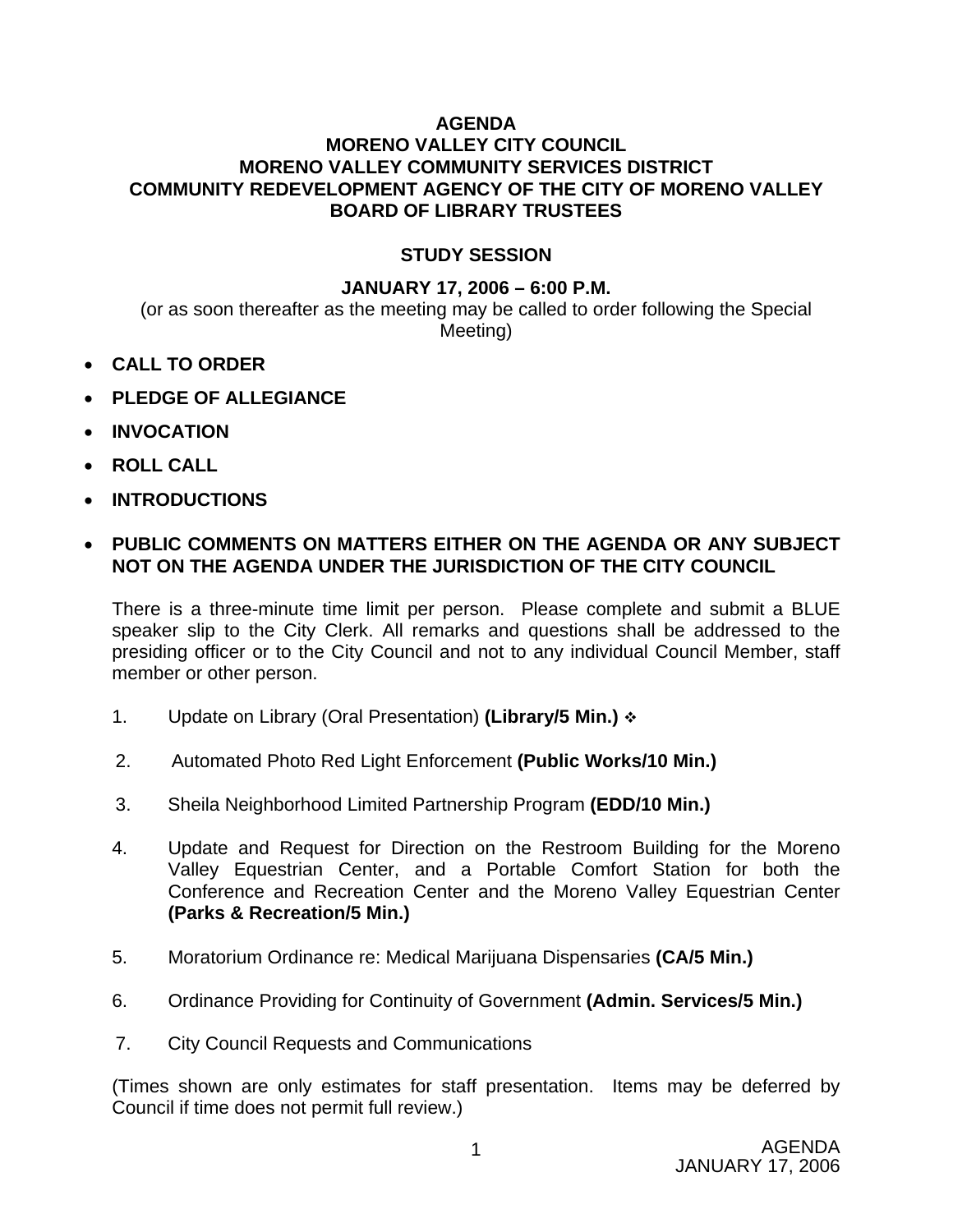# AGENDA
# MORENO VALLEY CITY COUNCIL
# MORENO VALLEY COMMUNITY SERVICES DISTRICT
# COMMUNITY REDEVELOPMENT AGENCY OF THE CITY OF MORENO VALLEY
# BOARD OF LIBRARY TRUSTEES

## STUDY SESSION

**JANUARY 17, 2006 – 6:00 P.M.**

(or as soon thereafter as the meeting may be called to order following the Special Meeting)

- **CALL TO ORDER**
- **PLEDGE OF ALLEGIANCE**
- **INVOCATION**
- **ROLL CALL**
- **INTRODUCTIONS**
- **PUBLIC COMMENTS ON MATTERS EITHER ON THE AGENDA OR ANY SUBJECT NOT ON THE AGENDA UNDER THE JURISDICTION OF THE CITY COUNCIL**

  There is a three-minute time limit per person. Please complete and submit a BLUE speaker slip to the City Clerk. All remarks and questions shall be addressed to the presiding officer or to the City Council and not to any individual Council Member, staff member or other person.

1. Update on Library (Oral Presentation) **(Library/5 Min.)** ❖
2. Automated Photo Red Light Enforcement **(Public Works/10 Min.)**
3. Sheila Neighborhood Limited Partnership Program **(EDD/10 Min.)**
4. Update and Request for Direction on the Restroom Building for the Moreno Valley Equestrian Center, and a Portable Comfort Station for both the Conference and Recreation Center and the Moreno Valley Equestrian Center **(Parks & Recreation/5 Min.)**
5. Moratorium Ordinance re: Medical Marijuana Dispensaries **(CA/5 Min.)**
6. Ordinance Providing for Continuity of Government **(Admin. Services/5 Min.)**
7. City Council Requests and Communications

(Times shown are only estimates for staff presentation. Items may be deferred by Council if time does not permit full review.)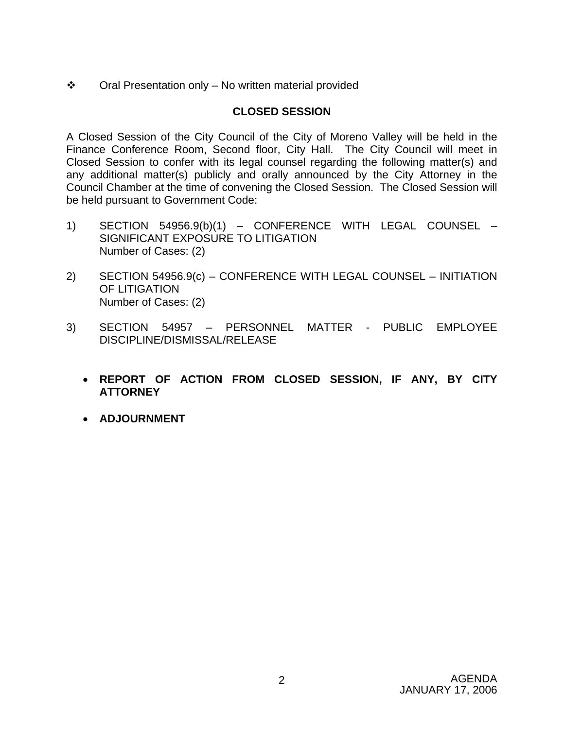❖ Oral Presentation only – No written material provided

**CLOSED SESSION**

A Closed Session of the City Council of the City of Moreno Valley will be held in the Finance Conference Room, Second floor, City Hall. The City Council will meet in Closed Session to confer with its legal counsel regarding the following matter(s) and any additional matter(s) publicly and orally announced by the City Attorney in the Council Chamber at the time of convening the Closed Session. The Closed Session will be held pursuant to Government Code:

1) SECTION 54956.9(b)(1) – CONFERENCE WITH LEGAL COUNSEL – SIGNIFICANT EXPOSURE TO LITIGATION
   Number of Cases: (2)

2) SECTION 54956.9(c) – CONFERENCE WITH LEGAL COUNSEL – INITIATION OF LITIGATION
   Number of Cases: (2)

3) SECTION 54957 – PERSONNEL MATTER - PUBLIC EMPLOYEE DISCIPLINE/DISMISSAL/RELEASE

- **REPORT OF ACTION FROM CLOSED SESSION, IF ANY, BY CITY ATTORNEY**
- **ADJOURNMENT**